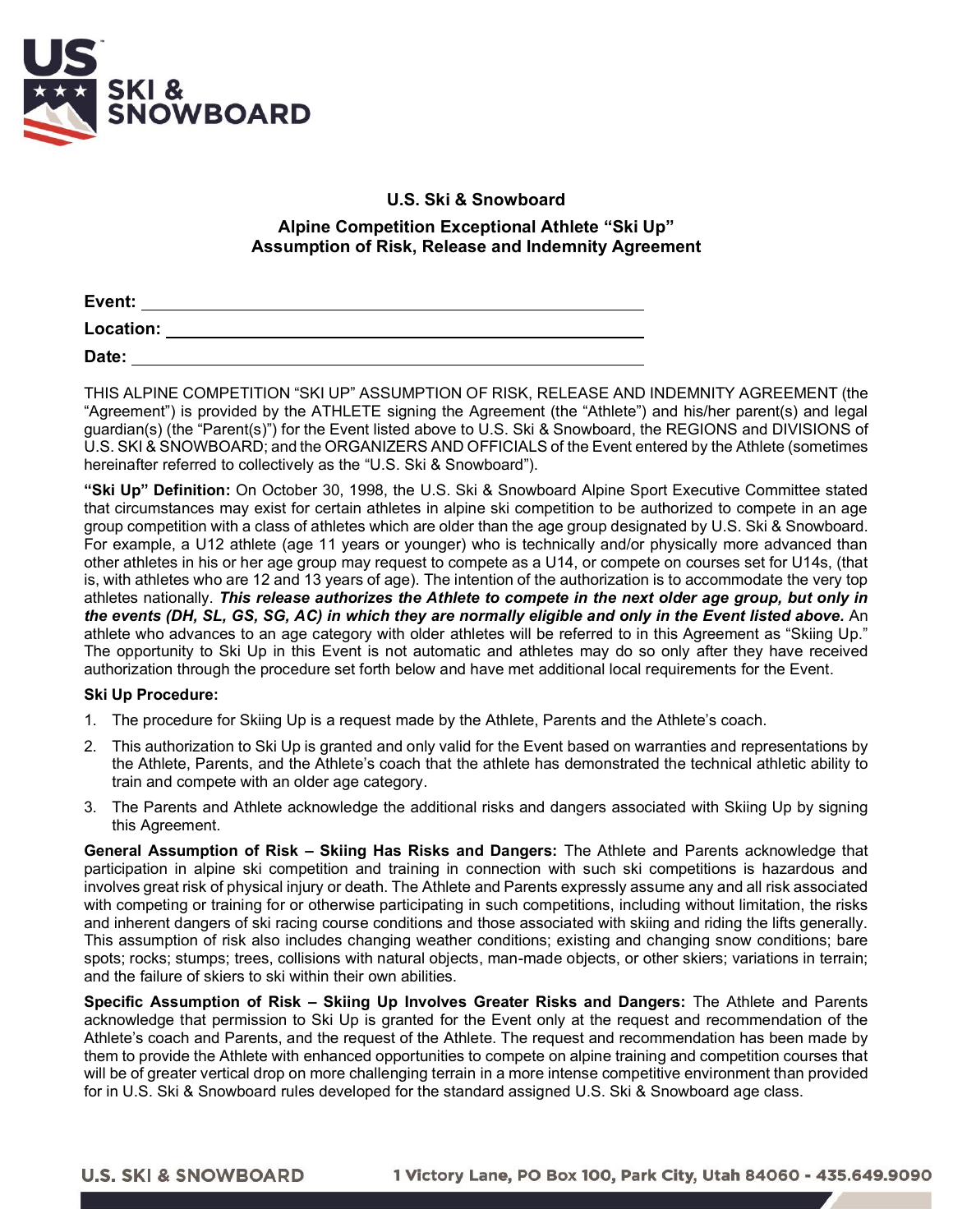**U.S. Ski & Snowboard**

**Alpine Competition Exceptional Athlete "Ski Up"**
**Assumption of Risk, Release and Indemnity Agreement**

**Event:** ______________________________

**Location:** ______________________________

**Date:** ______________________________

THIS ALPINE COMPETITION "SKI UP" ASSUMPTION OF RISK, RELEASE AND INDEMNITY AGREEMENT (the "Agreement") is provided by the ATHLETE signing the Agreement (the "Athlete") and his/her parent(s) and legal guardian(s) (the "Parent(s)") for the Event listed above to U.S. Ski & Snowboard, the REGIONS and DIVISIONS of U.S. SKI & SNOWBOARD; and the ORGANIZERS AND OFFICIALS of the Event entered by the Athlete (sometimes hereinafter referred to collectively as the "U.S. Ski & Snowboard").

**"Ski Up" Definition:** On October 30, 1998, the U.S. Ski & Snowboard Alpine Sport Executive Committee stated that circumstances may exist for certain athletes in alpine ski competition to be authorized to compete in an age group competition with a class of athletes which are older than the age group designated by U.S. Ski & Snowboard. For example, a U12 athlete (age 11 years or younger) who is technically and/or physically more advanced than other athletes in his or her age group may request to compete as a U14, or compete on courses set for U14s, (that is, with athletes who are 12 and 13 years of age). The intention of the authorization is to accommodate the very top athletes nationally. ***This release authorizes the Athlete to compete in the next older age group, but only in the events (DH, SL, GS, SG, AC) in which they are normally eligible and only in the Event listed above.*** An athlete who advances to an age category with older athletes will be referred to in this Agreement as "Skiing Up." The opportunity to Ski Up in this Event is not automatic and athletes may do so only after they have received authorization through the procedure set forth below and have met additional local requirements for the Event.

**Ski Up Procedure:**

1. The procedure for Skiing Up is a request made by the Athlete, Parents and the Athlete's coach.
2. This authorization to Ski Up is granted and only valid for the Event based on warranties and representations by the Athlete, Parents, and the Athlete's coach that the athlete has demonstrated the technical athletic ability to train and compete with an older age category.
3. The Parents and Athlete acknowledge the additional risks and dangers associated with Skiing Up by signing this Agreement.

**General Assumption of Risk – Skiing Has Risks and Dangers:** The Athlete and Parents acknowledge that participation in alpine ski competition and training in connection with such ski competitions is hazardous and involves great risk of physical injury or death. The Athlete and Parents expressly assume any and all risk associated with competing or training for or otherwise participating in such competitions, including without limitation, the risks and inherent dangers of ski racing course conditions and those associated with skiing and riding the lifts generally. This assumption of risk also includes changing weather conditions; existing and changing snow conditions; bare spots; rocks; stumps; trees, collisions with natural objects, man-made objects, or other skiers; variations in terrain; and the failure of skiers to ski within their own abilities.

**Specific Assumption of Risk – Skiing Up Involves Greater Risks and Dangers:** The Athlete and Parents acknowledge that permission to Ski Up is granted for the Event only at the request and recommendation of the Athlete's coach and Parents, and the request of the Athlete. The request and recommendation has been made by them to provide the Athlete with enhanced opportunities to compete on alpine training and competition courses that will be of greater vertical drop on more challenging terrain in a more intense competitive environment than provided for in U.S. Ski & Snowboard rules developed for the standard assigned U.S. Ski & Snowboard age class.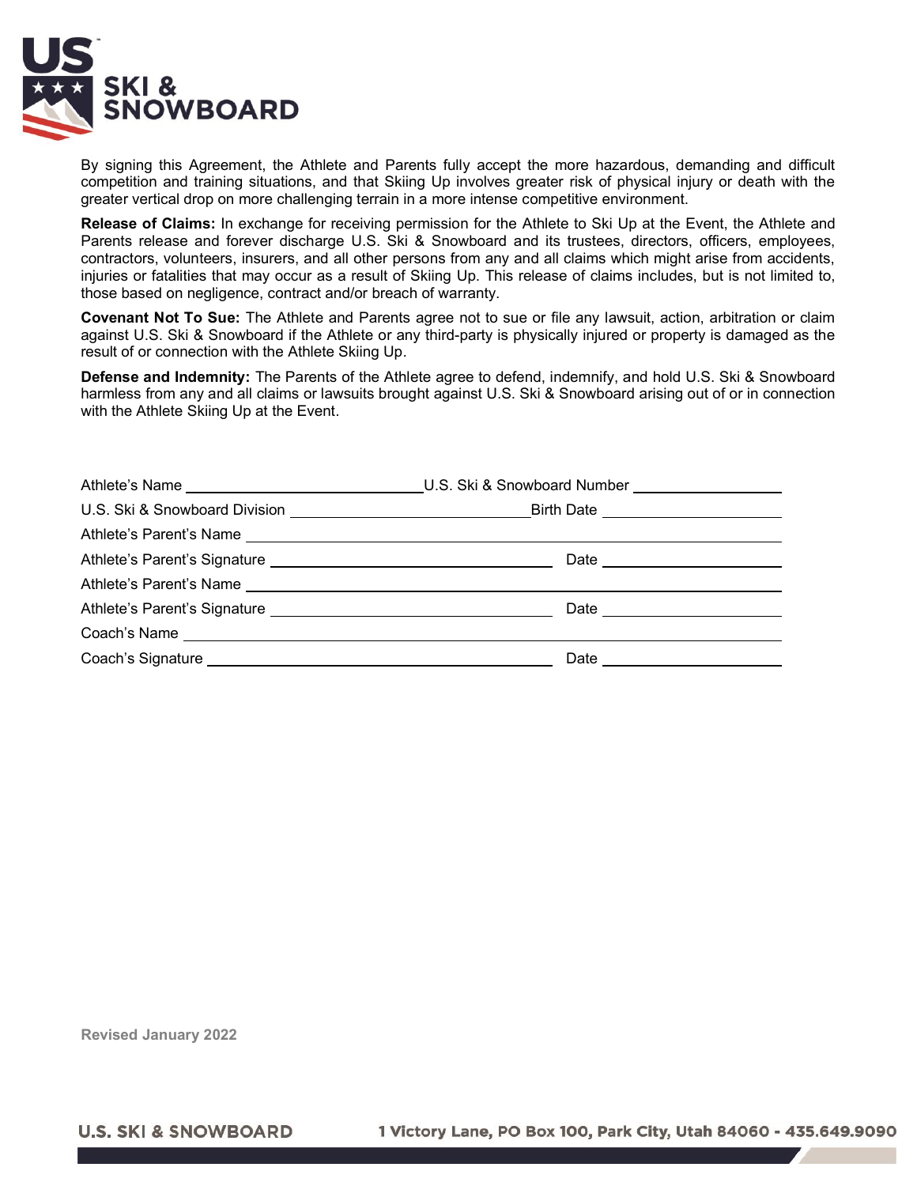By signing this Agreement, the Athlete and Parents fully accept the more hazardous, demanding and difficult competition and training situations, and that Skiing Up involves greater risk of physical injury or death with the greater vertical drop on more challenging terrain in a more intense competitive environment.

**Release of Claims:** In exchange for receiving permission for the Athlete to Ski Up at the Event, the Athlete and Parents release and forever discharge U.S. Ski & Snowboard and its trustees, directors, officers, employees, contractors, volunteers, insurers, and all other persons from any and all claims which might arise from accidents, injuries or fatalities that may occur as a result of Skiing Up. This release of claims includes, but is not limited to, those based on negligence, contract and/or breach of warranty.

**Covenant Not To Sue:** The Athlete and Parents agree not to sue or file any lawsuit, action, arbitration or claim against U.S. Ski & Snowboard if the Athlete or any third-party is physically injured or property is damaged as the result of or connection with the Athlete Skiing Up.

**Defense and Indemnity:** The Parents of the Athlete agree to defend, indemnify, and hold U.S. Ski & Snowboard harmless from any and all claims or lawsuits brought against U.S. Ski & Snowboard arising out of or in connection with the Athlete Skiing Up at the Event.

Athlete's Name ____________________ U.S. Ski & Snowboard Number ____________

U.S. Ski & Snowboard Division ____________________ Birth Date ____________

Athlete's Parent's Name ______________________________

Athlete's Parent's Signature ____________________ Date ____________

Athlete's Parent's Name ______________________________

Athlete's Parent's Signature ____________________ Date ____________

Coach's Name ______________________________

Coach's Signature ____________________ Date ____________

Revised January 2022